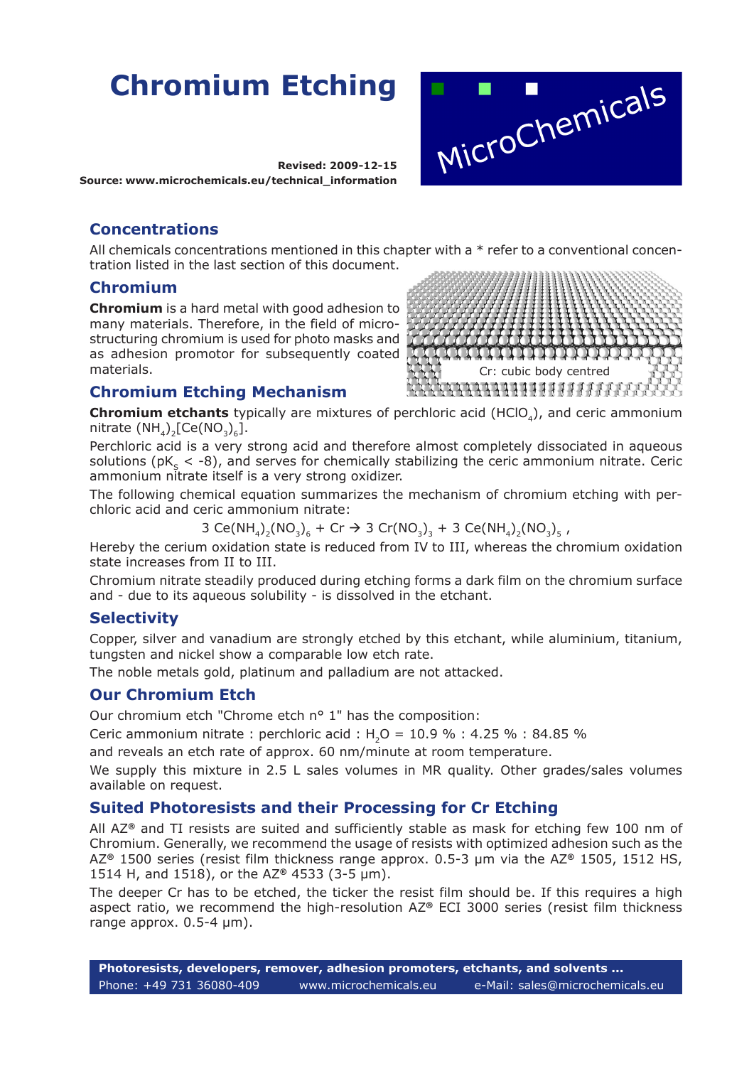# Chromium Etching

**Revised: 2009-12-15**
**Source: www.microchemicals.eu/technical_information**

MicroChemicals

## Concentrations

All chemicals concentrations mentioned in this chapter with a * refer to a conventional concentration listed in the last section of this document.

## Chromium

**Chromium** is a hard metal with good adhesion to many materials. Therefore, in the field of microstructuring chromium is used for photo masks and as adhesion promotor for subsequently coated materials.

Cr: cubic body centred

## Chromium Etching Mechanism

**Chromium etchants** typically are mixtures of perchloric acid ($HClO_4$), and ceric ammonium nitrate $(NH_4)_2[Ce(NO_3)_6]$.

Perchloric acid is a very strong acid and therefore almost completely dissociated in aqueous solutions ($pK_S < -8$), and serves for chemically stabilizing the ceric ammonium nitrate. Ceric ammonium nitrate itself is a very strong oxidizer.

The following chemical equation summarizes the mechanism of chromium etching with perchloric acid and ceric ammonium nitrate:

$$3\ Ce(NH_4)_2(NO_3)_6 + Cr \rightarrow 3\ Cr(NO_3)_3 + 3\ Ce(NH_4)_2(NO_3)_5\ ,$$

Hereby the cerium oxidation state is reduced from IV to III, whereas the chromium oxidation state increases from II to III.

Chromium nitrate steadily produced during etching forms a dark film on the chromium surface and - due to its aqueous solubility - is dissolved in the etchant.

## Selectivity

Copper, silver and vanadium are strongly etched by this etchant, while aluminium, titanium, tungsten and nickel show a comparable low etch rate.

The noble metals gold, platinum and palladium are not attacked.

## Our Chromium Etch

Our chromium etch "Chrome etch n° 1" has the composition:

Ceric ammonium nitrate : perchloric acid : $H_2O$ = 10.9 % : 4.25 % : 84.85 %

and reveals an etch rate of approx. 60 nm/minute at room temperature.

We supply this mixture in 2.5 L sales volumes in MR quality. Other grades/sales volumes available on request.

## Suited Photoresists and their Processing for Cr Etching

All AZ® and TI resists are suited and sufficiently stable as mask for etching few 100 nm of Chromium. Generally, we recommend the usage of resists with optimized adhesion such as the AZ® 1500 series (resist film thickness range approx. 0.5-3 µm via the AZ® 1505, 1512 HS, 1514 H, and 1518), or the AZ® 4533 (3-5 µm).

The deeper Cr has to be etched, the ticker the resist film should be. If this requires a high aspect ratio, we recommend the high-resolution AZ® ECI 3000 series (resist film thickness range approx. 0.5-4 µm).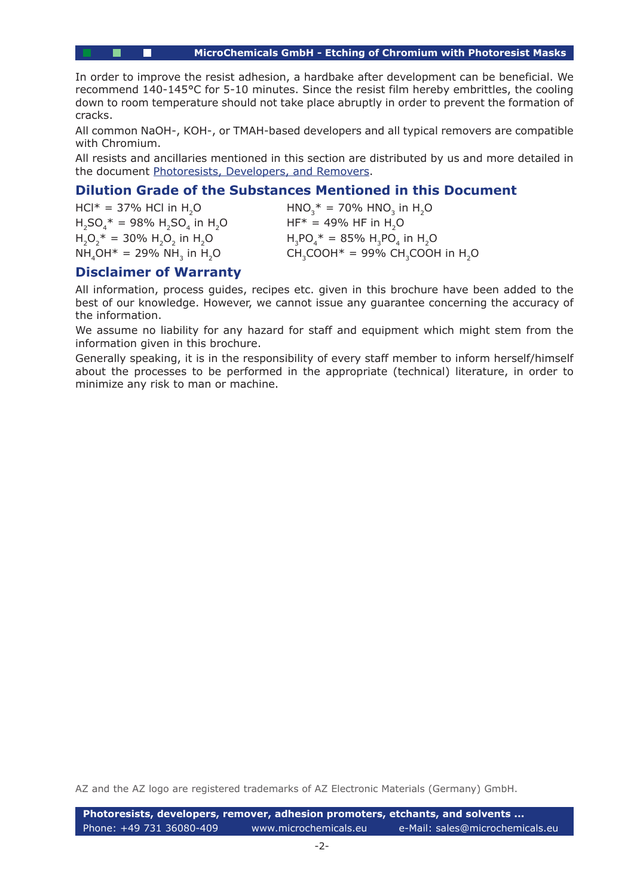In order to improve the resist adhesion, a hardbake after development can be beneficial. We recommend 140-145°C for 5-10 minutes. Since the resist film hereby embrittles, the cooling down to room temperature should not take place abruptly in order to prevent the formation of cracks.

All common NaOH-, KOH-, or TMAH-based developers and all typical removers are compatible with Chromium.

All resists and ancillaries mentioned in this section are distributed by us and more detailed in the document Photoresists, Developers, and Removers.

## Dilution Grade of the Substances Mentioned in this Document

$HCl$* = 37% $HCl$ in $H_2O$

$H_2SO_4$* = 98% $H_2SO_4$ in $H_2O$

$H_2O_2$* = 30% $H_2O_2$ in $H_2O$

$NH_4OH$* = 29% $NH_3$ in $H_2O$

$HNO_3$* = 70% $HNO_3$ in $H_2O$

$HF$* = 49% $HF$ in $H_2O$

$H_3PO_4$* = 85% $H_3PO_4$ in $H_2O$

$CH_3COOH$* = 99% $CH_3COOH$ in $H_2O$

## Disclaimer of Warranty

All information, process guides, recipes etc. given in this brochure have been added to the best of our knowledge. However, we cannot issue any guarantee concerning the accuracy of the information.

We assume no liability for any hazard for staff and equipment which might stem from the information given in this brochure.

Generally speaking, it is in the responsibility of every staff member to inform herself/himself about the processes to be performed in the appropriate (technical) literature, in order to minimize any risk to man or machine.

AZ and the AZ logo are registered trademarks of AZ Electronic Materials (Germany) GmbH.

**Photoresists, developers, remover, adhesion promoters, etchants, and solvents ...**
Phone: +49 731 36080-409 www.microchemicals.eu e-Mail: sales@microchemicals.eu